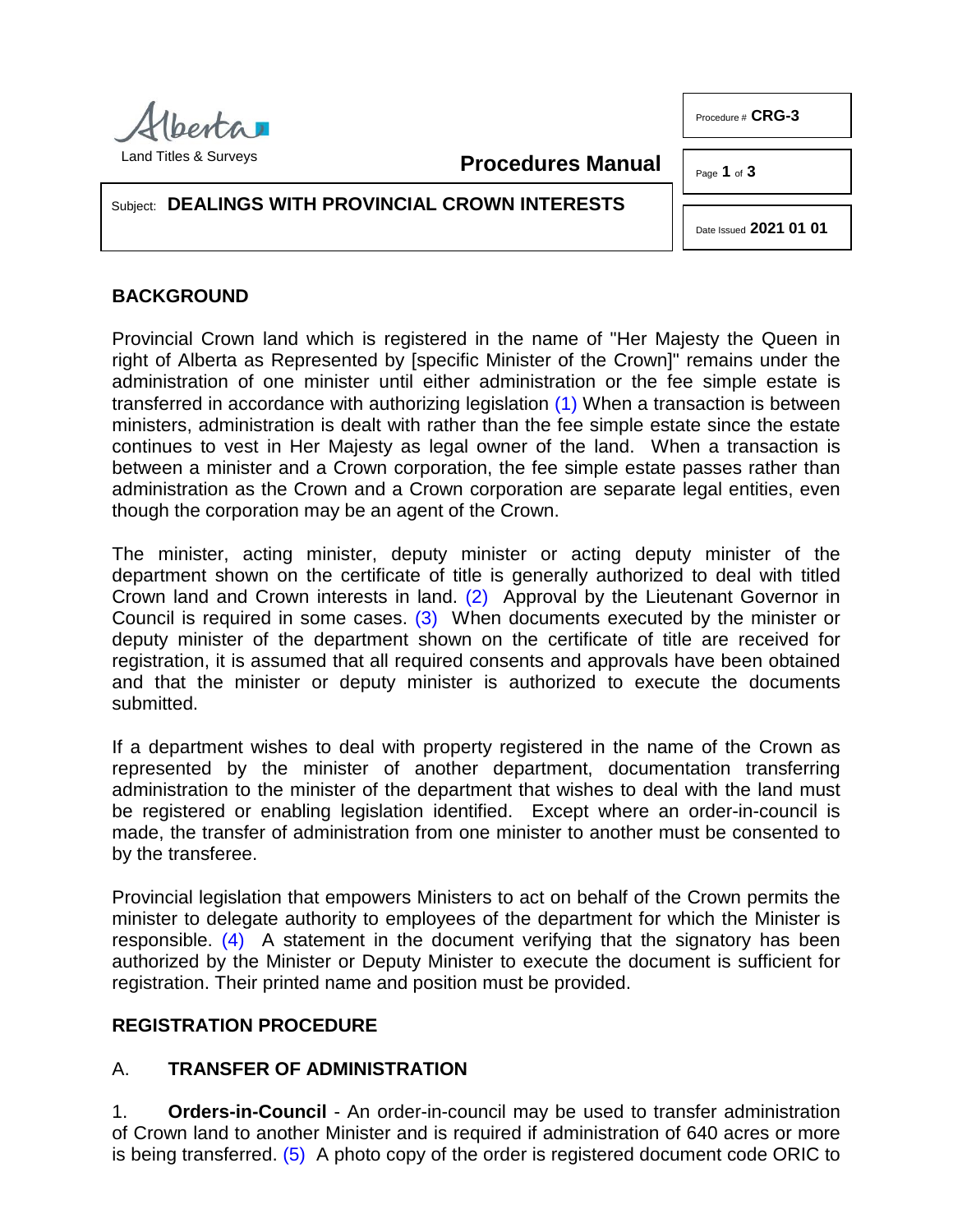Land Titles & Surveys

# Procedures Manual

Procedure # **CRG-3**

Subject: **DEALINGS WITH PROVINCIAL CROWN INTERESTS**

Date Issued **2021 01 01**

## BACKGROUND

Provincial Crown land which is registered in the name of "Her Majesty the Queen in right of Alberta as Represented by [specific Minister of the Crown]" remains under the administration of one minister until either administration or the fee simple estate is transferred in accordance with authorizing legislation (1) When a transaction is between ministers, administration is dealt with rather than the fee simple estate since the estate continues to vest in Her Majesty as legal owner of the land. When a transaction is between a minister and a Crown corporation, the fee simple estate passes rather than administration as the Crown and a Crown corporation are separate legal entities, even though the corporation may be an agent of the Crown.

The minister, acting minister, deputy minister or acting deputy minister of the department shown on the certificate of title is generally authorized to deal with titled Crown land and Crown interests in land. (2) Approval by the Lieutenant Governor in Council is required in some cases. (3) When documents executed by the minister or deputy minister of the department shown on the certificate of title are received for registration, it is assumed that all required consents and approvals have been obtained and that the minister or deputy minister is authorized to execute the documents submitted.

If a department wishes to deal with property registered in the name of the Crown as represented by the minister of another department, documentation transferring administration to the minister of the department that wishes to deal with the land must be registered or enabling legislation identified. Except where an order-in-council is made, the transfer of administration from one minister to another must be consented to by the transferee.

Provincial legislation that empowers Ministers to act on behalf of the Crown permits the minister to delegate authority to employees of the department for which the Minister is responsible. (4) A statement in the document verifying that the signatory has been authorized by the Minister or Deputy Minister to execute the document is sufficient for registration. Their printed name and position must be provided.

## REGISTRATION PROCEDURE

### A. TRANSFER OF ADMINISTRATION

1. **Orders-in-Council** - An order-in-council may be used to transfer administration of Crown land to another Minister and is required if administration of 640 acres or more is being transferred. (5) A photo copy of the order is registered document code ORIC to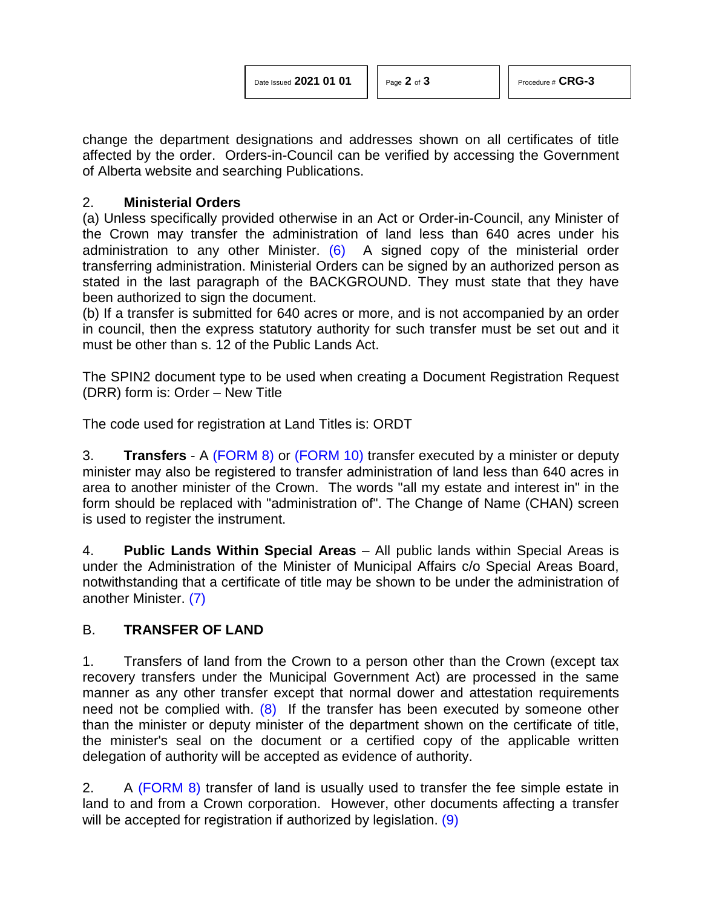change the department designations and addresses shown on all certificates of title affected by the order. Orders-in-Council can be verified by accessing the Government of Alberta website and searching Publications.

2. **Ministerial Orders**

(a) Unless specifically provided otherwise in an Act or Order-in-Council, any Minister of the Crown may transfer the administration of land less than 640 acres under his administration to any other Minister. (6) A signed copy of the ministerial order transferring administration. Ministerial Orders can be signed by an authorized person as stated in the last paragraph of the BACKGROUND. They must state that they have been authorized to sign the document.

(b) If a transfer is submitted for 640 acres or more, and is not accompanied by an order in council, then the express statutory authority for such transfer must be set out and it must be other than s. 12 of the Public Lands Act.

The SPIN2 document type to be used when creating a Document Registration Request (DRR) form is: Order – New Title

The code used for registration at Land Titles is: ORDT

3. **Transfers** - A (FORM 8) or (FORM 10) transfer executed by a minister or deputy minister may also be registered to transfer administration of land less than 640 acres in area to another minister of the Crown. The words "all my estate and interest in" in the form should be replaced with "administration of". The Change of Name (CHAN) screen is used to register the instrument.

4. **Public Lands Within Special Areas** – All public lands within Special Areas is under the Administration of the Minister of Municipal Affairs c/o Special Areas Board, notwithstanding that a certificate of title may be shown to be under the administration of another Minister. (7)

## B. TRANSFER OF LAND

1. Transfers of land from the Crown to a person other than the Crown (except tax recovery transfers under the Municipal Government Act) are processed in the same manner as any other transfer except that normal dower and attestation requirements need not be complied with. (8) If the transfer has been executed by someone other than the minister or deputy minister of the department shown on the certificate of title, the minister's seal on the document or a certified copy of the applicable written delegation of authority will be accepted as evidence of authority.

2. A (FORM 8) transfer of land is usually used to transfer the fee simple estate in land to and from a Crown corporation. However, other documents affecting a transfer will be accepted for registration if authorized by legislation. (9)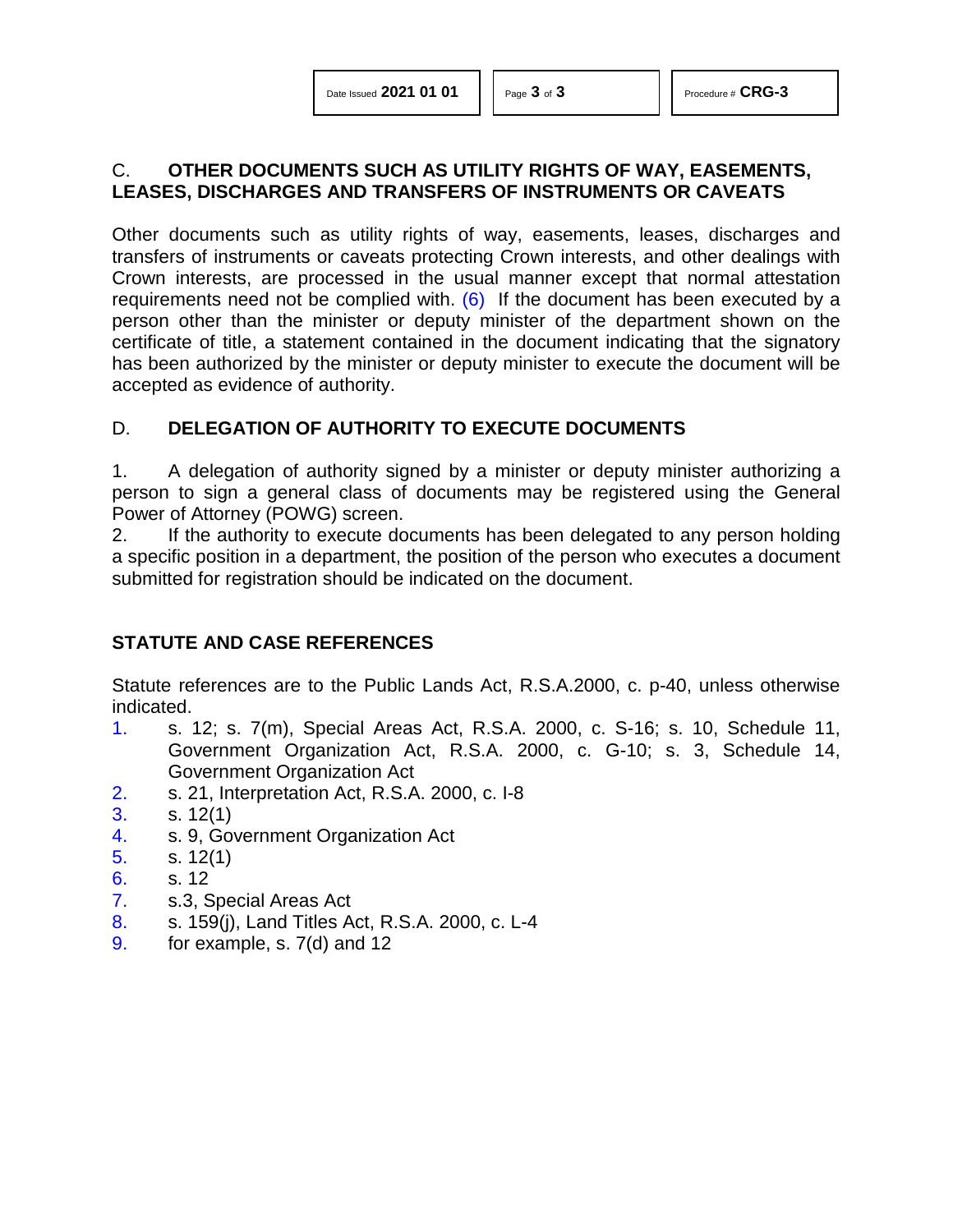## C. OTHER DOCUMENTS SUCH AS UTILITY RIGHTS OF WAY, EASEMENTS, LEASES, DISCHARGES AND TRANSFERS OF INSTRUMENTS OR CAVEATS

Other documents such as utility rights of way, easements, leases, discharges and transfers of instruments or caveats protecting Crown interests, and other dealings with Crown interests, are processed in the usual manner except that normal attestation requirements need not be complied with. (6) If the document has been executed by a person other than the minister or deputy minister of the department shown on the certificate of title, a statement contained in the document indicating that the signatory has been authorized by the minister or deputy minister to execute the document will be accepted as evidence of authority.

## D. DELEGATION OF AUTHORITY TO EXECUTE DOCUMENTS

1. A delegation of authority signed by a minister or deputy minister authorizing a person to sign a general class of documents may be registered using the General Power of Attorney (POWG) screen.
2. If the authority to execute documents has been delegated to any person holding a specific position in a department, the position of the person who executes a document submitted for registration should be indicated on the document.

## STATUTE AND CASE REFERENCES

Statute references are to the Public Lands Act, R.S.A.2000, c. p-40, unless otherwise indicated.

1. s. 12; s. 7(m), Special Areas Act, R.S.A. 2000, c. S-16; s. 10, Schedule 11, Government Organization Act, R.S.A. 2000, c. G-10; s. 3, Schedule 14, Government Organization Act
2. s. 21, Interpretation Act, R.S.A. 2000, c. I-8
3. s. 12(1)
4. s. 9, Government Organization Act
5. s. 12(1)
6. s. 12
7. s.3, Special Areas Act
8. s. 159(j), Land Titles Act, R.S.A. 2000, c. L-4
9. for example, s. 7(d) and 12